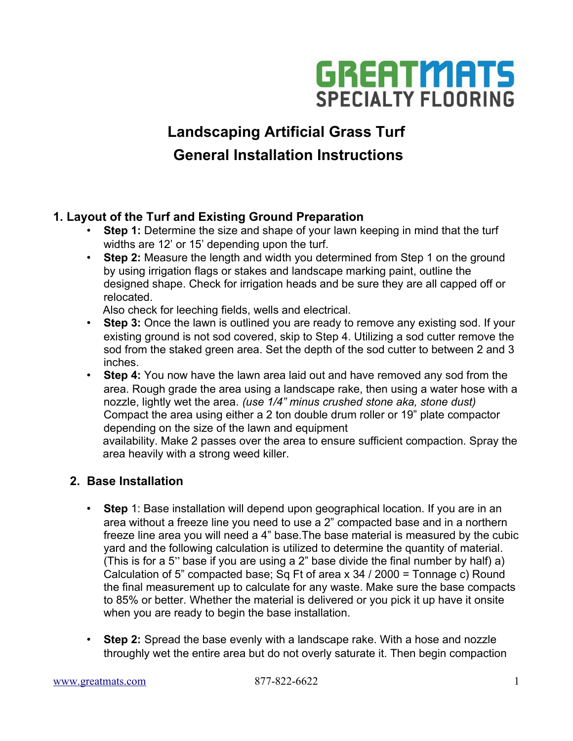GREATMATS
SPECIALTY FLOORING

# Landscaping Artificial Grass Turf General Installation Instructions

## 1. Layout of the Turf and Existing Ground Preparation

- **Step 1:** Determine the size and shape of your lawn keeping in mind that the turf widths are 12' or 15' depending upon the turf.
- **Step 2:** Measure the length and width you determined from Step 1 on the ground by using irrigation flags or stakes and landscape marking paint, outline the designed shape. Check for irrigation heads and be sure they are all capped off or relocated.
  Also check for leeching fields, wells and electrical.
- **Step 3:** Once the lawn is outlined you are ready to remove any existing sod. If your existing ground is not sod covered, skip to Step 4. Utilizing a sod cutter remove the sod from the staked green area. Set the depth of the sod cutter to between 2 and 3 inches.
- **Step 4:** You now have the lawn area laid out and have removed any sod from the area. Rough grade the area using a landscape rake, then using a water hose with a nozzle, lightly wet the area. *(use 1/4" minus crushed stone aka, stone dust)* Compact the area using either a 2 ton double drum roller or 19" plate compactor depending on the size of the lawn and equipment
  availability. Make 2 passes over the area to ensure sufficient compaction. Spray the area heavily with a strong weed killer.

## 2. Base Installation

- **Step** 1: Base installation will depend upon geographical location. If you are in an area without a freeze line you need to use a 2" compacted base and in a northern freeze line area you will need a 4" base.The base material is measured by the cubic yard and the following calculation is utilized to determine the quantity of material. (This is for a 5" base if you are using a 2" base divide the final number by half) a) Calculation of 5" compacted base; Sq Ft of area x 34 / 2000 = Tonnage c) Round the final measurement up to calculate for any waste. Make sure the base compacts to 85% or better. Whether the material is delivered or you pick it up have it onsite when you are ready to begin the base installation.
- **Step 2:** Spread the base evenly with a landscape rake. With a hose and nozzle throughly wet the entire area but do not overly saturate it. Then begin compaction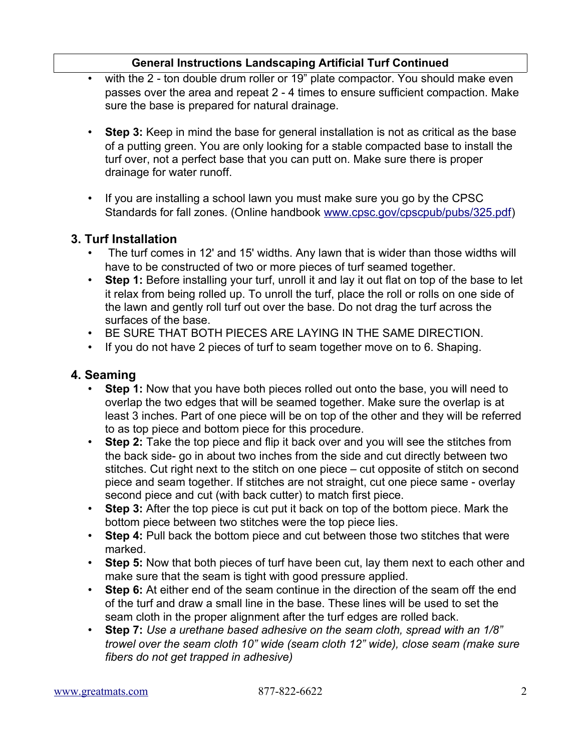**General Instructions Landscaping Artificial Turf Continued**

- with the 2 - ton double drum roller or 19" plate compactor. You should make even passes over the area and repeat 2 - 4 times to ensure sufficient compaction. Make sure the base is prepared for natural drainage.

- **Step 3:** Keep in mind the base for general installation is not as critical as the base of a putting green. You are only looking for a stable compacted base to install the turf over, not a perfect base that you can putt on. Make sure there is proper drainage for water runoff.

- If you are installing a school lawn you must make sure you go by the CPSC Standards for fall zones. (Online handbook www.cpsc.gov/cpscpub/pubs/325.pdf)

## 3. Turf Installation

- The turf comes in 12' and 15' widths. Any lawn that is wider than those widths will have to be constructed of two or more pieces of turf seamed together.
- **Step 1:** Before installing your turf, unroll it and lay it out flat on top of the base to let it relax from being rolled up. To unroll the turf, place the roll or rolls on one side of the lawn and gently roll turf out over the base. Do not drag the turf across the surfaces of the base.
- BE SURE THAT BOTH PIECES ARE LAYING IN THE SAME DIRECTION.
- If you do not have 2 pieces of turf to seam together move on to 6. Shaping.

## 4. Seaming

- **Step 1:** Now that you have both pieces rolled out onto the base, you will need to overlap the two edges that will be seamed together. Make sure the overlap is at least 3 inches. Part of one piece will be on top of the other and they will be referred to as top piece and bottom piece for this procedure.
- **Step 2:** Take the top piece and flip it back over and you will see the stitches from the back side- go in about two inches from the side and cut directly between two stitches. Cut right next to the stitch on one piece – cut opposite of stitch on second piece and seam together. If stitches are not straight, cut one piece same - overlay second piece and cut (with back cutter) to match first piece.
- **Step 3:** After the top piece is cut put it back on top of the bottom piece. Mark the bottom piece between two stitches were the top piece lies.
- **Step 4:** Pull back the bottom piece and cut between those two stitches that were marked.
- **Step 5:** Now that both pieces of turf have been cut, lay them next to each other and make sure that the seam is tight with good pressure applied.
- **Step 6:** At either end of the seam continue in the direction of the seam off the end of the turf and draw a small line in the base. These lines will be used to set the seam cloth in the proper alignment after the turf edges are rolled back.
- **Step 7:** *Use a urethane based adhesive on the seam cloth, spread with an 1/8" trowel over the seam cloth 10" wide (seam cloth 12" wide), close seam (make sure fibers do not get trapped in adhesive)*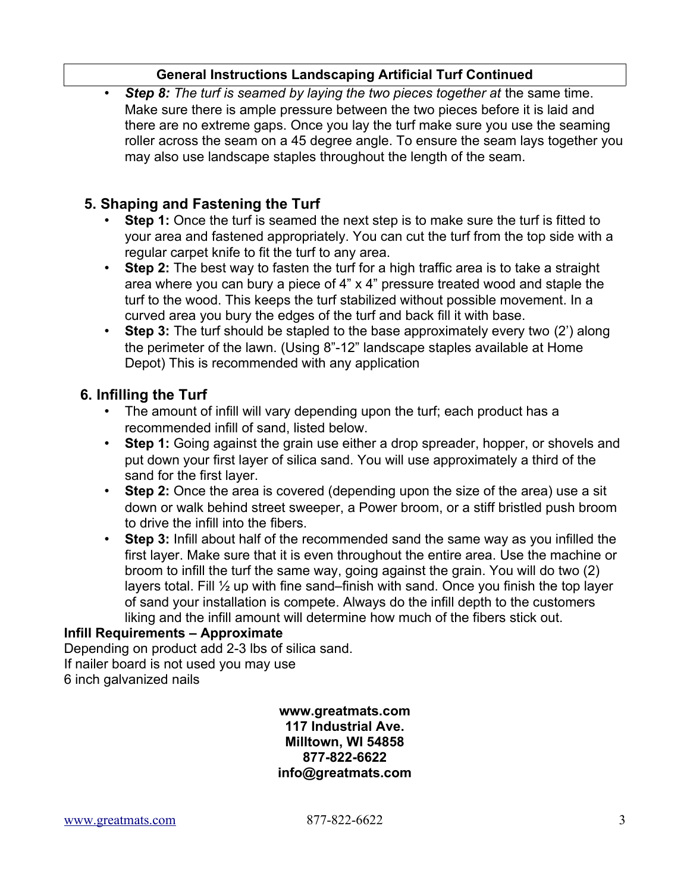**General Instructions Landscaping Artificial Turf Continued**

- ***Step 8:*** *The turf is seamed by laying the two pieces together at* the same time. Make sure there is ample pressure between the two pieces before it is laid and there are no extreme gaps. Once you lay the turf make sure you use the seaming roller across the seam on a 45 degree angle. To ensure the seam lays together you may also use landscape staples throughout the length of the seam.

## 5. Shaping and Fastening the Turf

- **Step 1:** Once the turf is seamed the next step is to make sure the turf is fitted to your area and fastened appropriately. You can cut the turf from the top side with a regular carpet knife to fit the turf to any area.
- **Step 2:** The best way to fasten the turf for a high traffic area is to take a straight area where you can bury a piece of 4" x 4" pressure treated wood and staple the turf to the wood. This keeps the turf stabilized without possible movement. In a curved area you bury the edges of the turf and back fill it with base.
- **Step 3:** The turf should be stapled to the base approximately every two (2') along the perimeter of the lawn. (Using 8"-12" landscape staples available at Home Depot) This is recommended with any application

## 6. Infilling the Turf

- The amount of infill will vary depending upon the turf; each product has a recommended infill of sand, listed below.
- **Step 1:** Going against the grain use either a drop spreader, hopper, or shovels and put down your first layer of silica sand. You will use approximately a third of the sand for the first layer.
- **Step 2:** Once the area is covered (depending upon the size of the area) use a sit down or walk behind street sweeper, a Power broom, or a stiff bristled push broom to drive the infill into the fibers.
- **Step 3:** Infill about half of the recommended sand the same way as you infilled the first layer. Make sure that it is even throughout the entire area. Use the machine or broom to infill the turf the same way, going against the grain. You will do two (2) layers total. Fill ½ up with fine sand–finish with sand. Once you finish the top layer of sand your installation is compete. Always do the infill depth to the customers liking and the infill amount will determine how much of the fibers stick out.

**Infill Requirements – Approximate**

Depending on product add 2-3 lbs of silica sand.
If nailer board is not used you may use
6 inch galvanized nails

**www.greatmats.com**
**117 Industrial Ave.**
**Milltown, WI 54858**
**877-822-6622**
**info@greatmats.com**